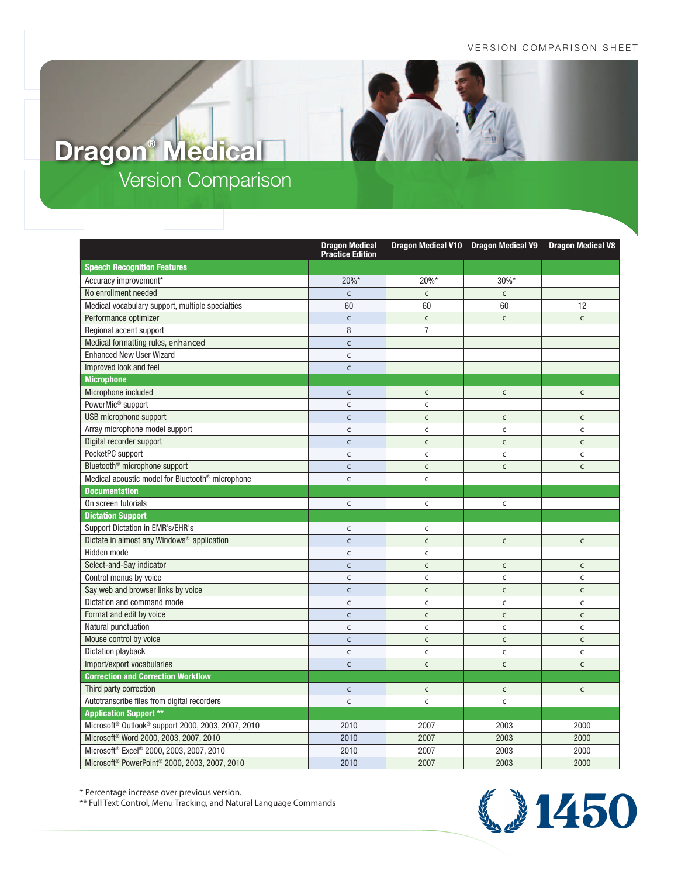# Dragon® Medical

## Version Comparison

|  | Dragon Medical Practice Edition | Dragon Medical V10 | Dragon Medical V9 | Dragon Medical V8 |
|---|---|---|---|---|
| **Speech Recognition Features** | | | | |
| Accuracy improvement* | 20%* | 20%* | 30%* | |
| No enrollment needed | c | c | c | |
| Medical vocabulary support, multiple specialties | 60 | 60 | 60 | 12 |
| Performance optimizer | c | c | c | c |
| Regional accent support | 8 | 7 | | |
| Medical formatting rules, enhanced | c | | | |
| Enhanced New User Wizard | c | | | |
| Improved look and feel | c | | | |
| **Microphone** | | | | |
| Microphone included | c | c | c | c |
| PowerMic® support | c | c | | |
| USB microphone support | c | c | c | c |
| Array microphone model support | c | c | c | c |
| Digital recorder support | c | c | c | c |
| PocketPC support | c | c | c | c |
| Bluetooth® microphone support | c | c | c | c |
| Medical acoustic model for Bluetooth® microphone | c | c | | |
| **Documentation** | | | | |
| On screen tutorials | c | c | c | |
| **Dictation Support** | | | | |
| Support Dictation in EMR's/EHR's | c | c | | |
| Dictate in almost any Windows® application | c | c | c | c |
| Hidden mode | c | c | | |
| Select-and-Say indicator | c | c | c | c |
| Control menus by voice | c | c | c | c |
| Say web and browser links by voice | c | c | c | c |
| Dictation and command mode | c | c | c | c |
| Format and edit by voice | c | c | c | c |
| Natural punctuation | c | c | c | c |
| Mouse control by voice | c | c | c | c |
| Dictation playback | c | c | c | c |
| Import/export vocabularies | c | c | c | c |
| **Correction and Correction Workflow** | | | | |
| Third party correction | c | c | c | c |
| Autotranscribe files from digital recorders | c | c | c | |
| **Application Support \*\*** | | | | |
| Microsoft® Outlook® support 2000, 2003, 2007, 2010 | 2010 | 2007 | 2003 | 2000 |
| Microsoft® Word 2000, 2003, 2007, 2010 | 2010 | 2007 | 2003 | 2000 |
| Microsoft® Excel® 2000, 2003, 2007, 2010 | 2010 | 2007 | 2003 | 2000 |
| Microsoft® PowerPoint® 2000, 2003, 2007, 2010 | 2010 | 2007 | 2003 | 2000 |

* Percentage increase over previous version.

** Full Text Control, Menu Tracking, and Natural Language Commands

1450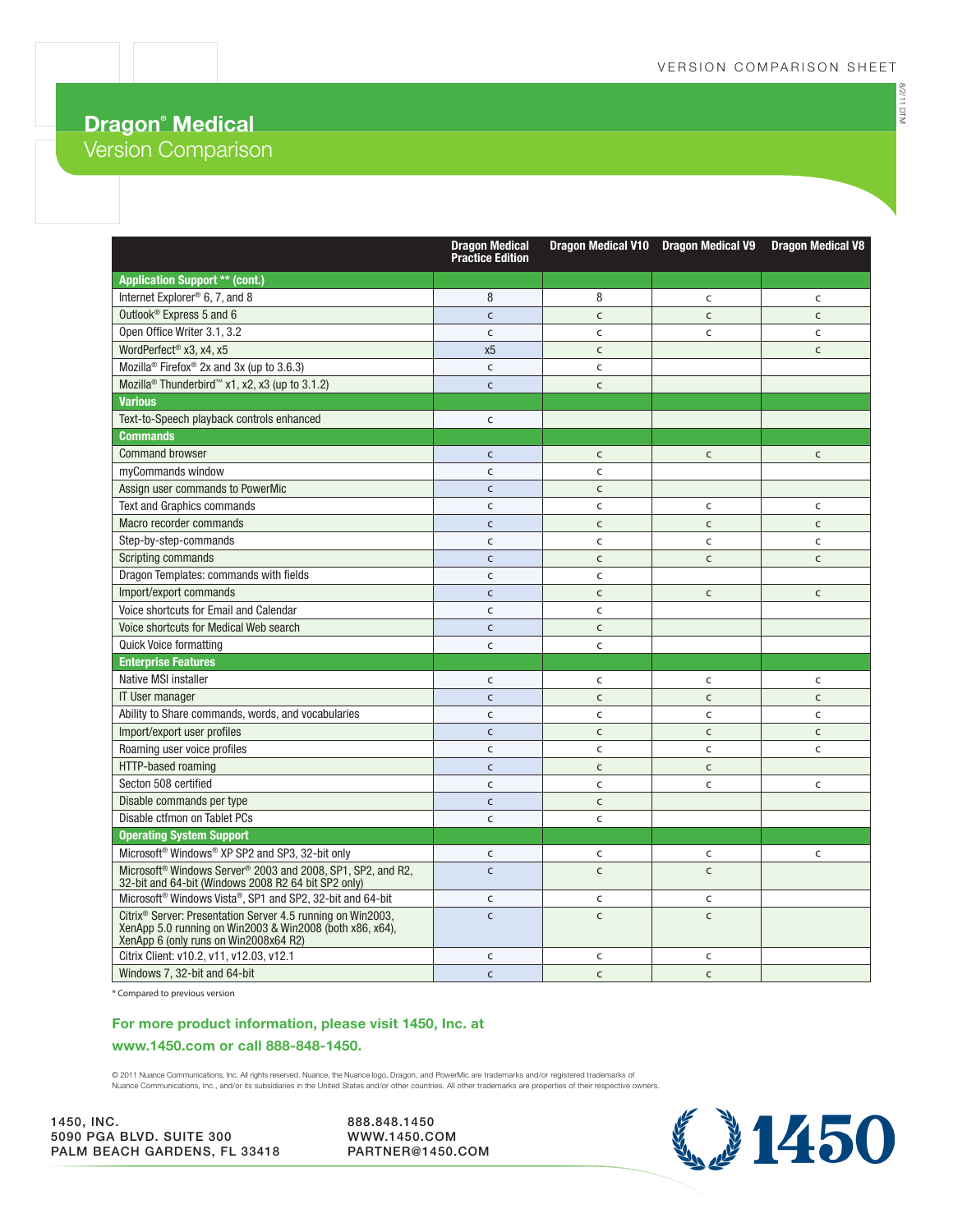# Dragon® Medical
## Version Comparison

| | Dragon Medical Practice Edition | Dragon Medical V10 | Dragon Medical V9 | Dragon Medical V8 |
|---|---|---|---|---|
| **Application Support ** (cont.)** | | | | |
| Internet Explorer® 6, 7, and 8 | 8 | 8 | c | c |
| Outlook® Express 5 and 6 | c | c | c | c |
| Open Office Writer 3.1, 3.2 | c | c | c | c |
| WordPerfect® x3, x4, x5 | x5 | c | | c |
| Mozilla® Firefox® 2x and 3x (up to 3.6.3) | c | c | | |
| Mozilla® Thunderbird™ x1, x2, x3 (up to 3.1.2) | c | c | | |
| **Various** | | | | |
| Text-to-Speech playback controls enhanced | c | | | |
| **Commands** | | | | |
| Command browser | c | c | c | c |
| myCommands window | c | c | | |
| Assign user commands to PowerMic | c | c | | |
| Text and Graphics commands | c | c | c | c |
| Macro recorder commands | c | c | c | c |
| Step-by-step-commands | c | c | c | c |
| Scripting commands | c | c | c | c |
| Dragon Templates: commands with fields | c | c | | |
| Import/export commands | c | c | c | c |
| Voice shortcuts for Email and Calendar | c | c | | |
| Voice shortcuts for Medical Web search | c | c | | |
| Quick Voice formatting | c | c | | |
| **Enterprise Features** | | | | |
| Native MSI installer | c | c | c | c |
| IT User manager | c | c | c | c |
| Ability to Share commands, words, and vocabularies | c | c | c | c |
| Import/export user profiles | c | c | c | c |
| Roaming user voice profiles | c | c | c | c |
| HTTP-based roaming | c | c | c | |
| Secton 508 certified | c | c | c | c |
| Disable commands per type | c | c | | |
| Disable ctfmon on Tablet PCs | c | c | | |
| **Operating System Support** | | | | |
| Microsoft® Windows® XP SP2 and SP3, 32-bit only | c | c | c | c |
| Microsoft® Windows Server® 2003 and 2008, SP1, SP2, and R2, 32-bit and 64-bit (Windows 2008 R2 64 bit SP2 only) | c | c | c | |
| Microsoft® Windows Vista®, SP1 and SP2, 32-bit and 64-bit | c | c | c | |
| Citrix® Server: Presentation Server 4.5 running on Win2003, XenApp 5.0 running on Win2003 & Win2008 (both x86, x64), XenApp 6 (only runs on Win2008x64 R2) | c | c | c | |
| Citrix Client: v10.2, v11, v12.03, v12.1 | c | c | c | |
| Windows 7, 32-bit and 64-bit | c | c | c | |

* Compared to previous version

**For more product information, please visit 1450, Inc. at www.1450.com or call 888-848-1450.**

© 2011 Nuance Communications, Inc. All rights reserved. Nuance, the Nuance logo, Dragon, and PowerMic are trademarks and/or registered trademarks of Nuance Communications, Inc., and/or its subsidiaries in the United States and/or other countries. All other trademarks are properties of their respective owners.

1450, INC.
5090 PGA BLVD. SUITE 300
PALM BEACH GARDENS, FL 33418

888.848.1450
WWW.1450.COM
PARTNER@1450.COM